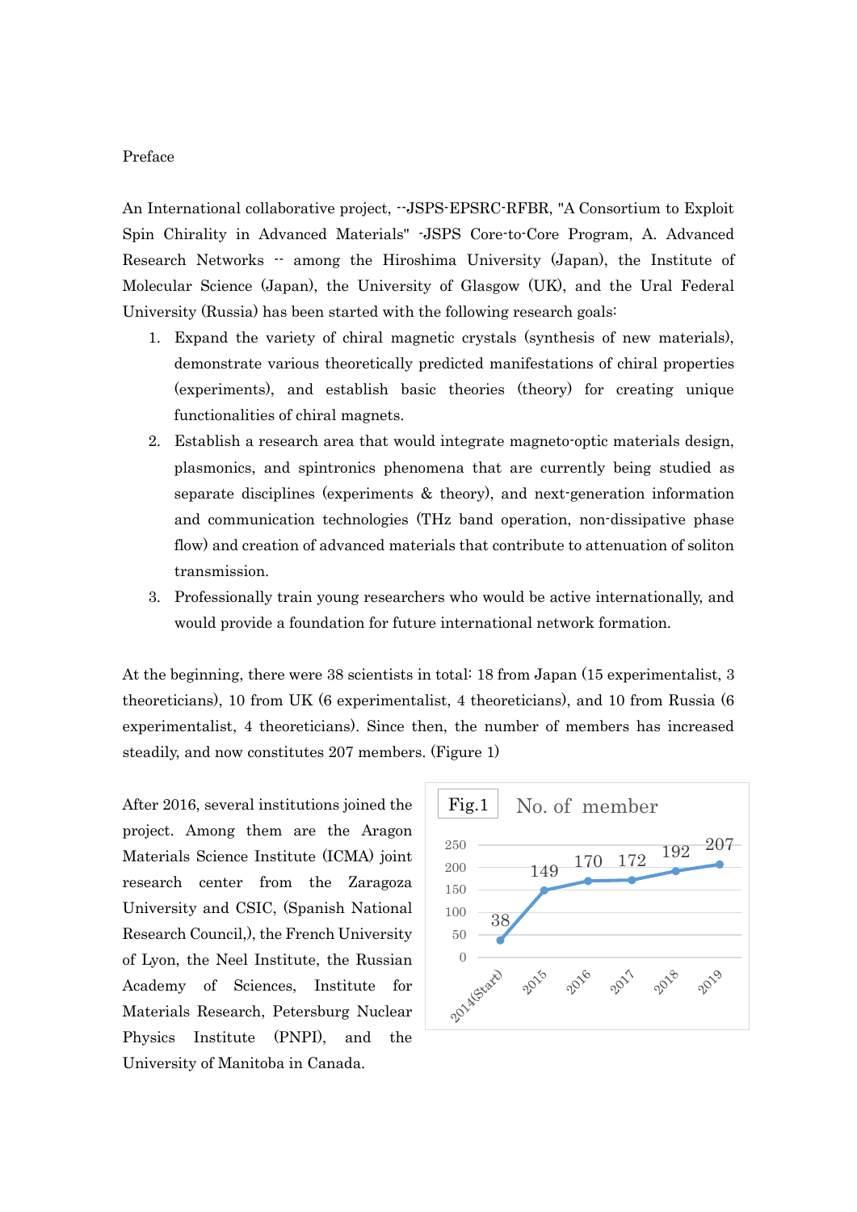# Preface

An International collaborative project, --JSPS-EPSRC-RFBR, "A Consortium to Exploit Spin Chirality in Advanced Materials" -JSPS Core-to-Core Program, A. Advanced Research Networks -- among the Hiroshima University (Japan), the Institute of Molecular Science (Japan), the University of Glasgow (UK), and the Ural Federal University (Russia) has been started with the following research goals:

1. Expand the variety of chiral magnetic crystals (synthesis of new materials), demonstrate various theoretically predicted manifestations of chiral properties (experiments), and establish basic theories (theory) for creating unique functionalities of chiral magnets.
2. Establish a research area that would integrate magneto-optic materials design, plasmonics, and spintronics phenomena that are currently being studied as separate disciplines (experiments & theory), and next-generation information and communication technologies (THz band operation, non-dissipative phase flow) and creation of advanced materials that contribute to attenuation of soliton transmission.
3. Professionally train young researchers who would be active internationally, and would provide a foundation for future international network formation.

At the beginning, there were 38 scientists in total: 18 from Japan (15 experimentalist, 3 theoreticians), 10 from UK (6 experimentalist, 4 theoreticians), and 10 from Russia (6 experimentalist, 4 theoreticians). Since then, the number of members has increased steadily, and now constitutes 207 members. (Figure 1)

After 2016, several institutions joined the project. Among them are the Aragon Materials Science Institute (ICMA) joint research center from the Zaragoza University and CSIC, (Spanish National Research Council,), the French University of Lyon, the Neel Institute, the Russian Academy of Sciences, Institute for Materials Research, Petersburg Nuclear Physics Institute (PNPI), and the University of Manitoba in Canada.

Fig.1 No. of member

| Year | 2014(Start) | 2015 | 2016 | 2017 | 2018 | 2019 |
|---|---|---|---|---|---|---|
| No. of member | 38 | 149 | 170 | 172 | 192 | 207 |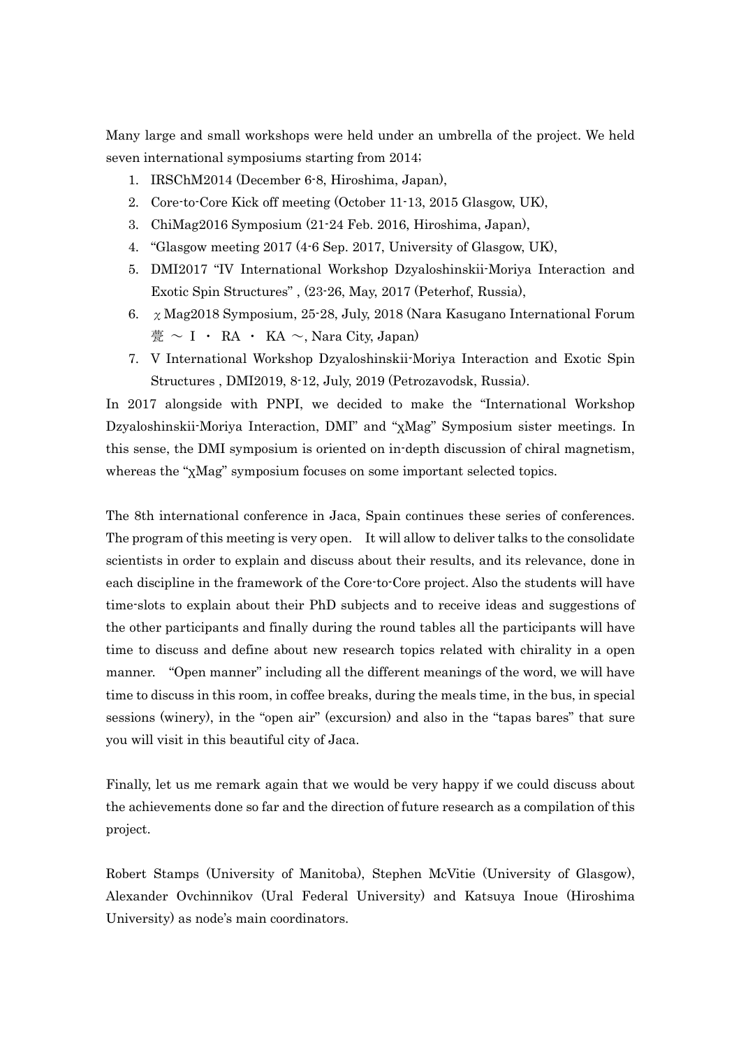Many large and small workshops were held under an umbrella of the project. We held seven international symposiums starting from 2014;

1. IRSChM2014 (December 6-8, Hiroshima, Japan),
2. Core-to-Core Kick off meeting (October 11-13, 2015 Glasgow, UK),
3. ChiMag2016 Symposium (21-24 Feb. 2016, Hiroshima, Japan),
4. "Glasgow meeting 2017 (4-6 Sep. 2017, University of Glasgow, UK),
5. DMI2017 "IV International Workshop Dzyaloshinskii-Moriya Interaction and Exotic Spin Structures" , (23-26, May, 2017 (Peterhof, Russia),
6. χMag2018 Symposium, 25-28, July, 2018 (Nara Kasugano International Forum 甍 ～ I ・ RA ・ KA ～, Nara City, Japan)
7. V International Workshop Dzyaloshinskii-Moriya Interaction and Exotic Spin Structures , DMI2019, 8-12, July, 2019 (Petrozavodsk, Russia).

In 2017 alongside with PNPI, we decided to make the "International Workshop Dzyaloshinskii-Moriya Interaction, DMI" and "χMag" Symposium sister meetings. In this sense, the DMI symposium is oriented on in-depth discussion of chiral magnetism, whereas the "χMag" symposium focuses on some important selected topics.

The 8th international conference in Jaca, Spain continues these series of conferences. The program of this meeting is very open. It will allow to deliver talks to the consolidate scientists in order to explain and discuss about their results, and its relevance, done in each discipline in the framework of the Core-to-Core project. Also the students will have time-slots to explain about their PhD subjects and to receive ideas and suggestions of the other participants and finally during the round tables all the participants will have time to discuss and define about new research topics related with chirality in a open manner. "Open manner" including all the different meanings of the word, we will have time to discuss in this room, in coffee breaks, during the meals time, in the bus, in special sessions (winery), in the "open air" (excursion) and also in the "tapas bares" that sure you will visit in this beautiful city of Jaca.

Finally, let us me remark again that we would be very happy if we could discuss about the achievements done so far and the direction of future research as a compilation of this project.

Robert Stamps (University of Manitoba), Stephen McVitie (University of Glasgow), Alexander Ovchinnikov (Ural Federal University) and Katsuya Inoue (Hiroshima University) as node's main coordinators.